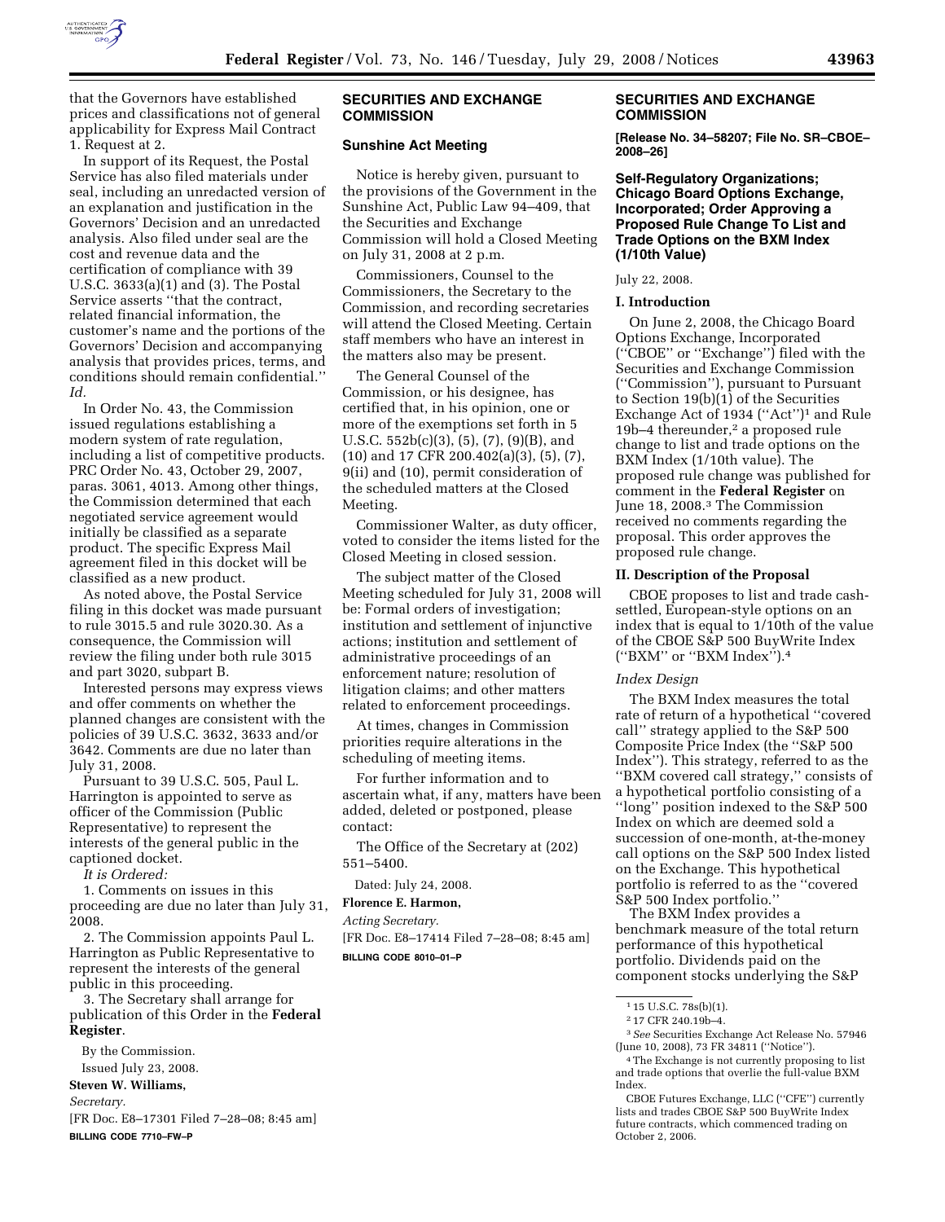that the Governors have established prices and classifications not of general applicability for Express Mail Contract 1. Request at 2.

In support of its Request, the Postal Service has also filed materials under seal, including an unredacted version of an explanation and justification in the Governors' Decision and an unredacted analysis. Also filed under seal are the cost and revenue data and the certification of compliance with 39 U.S.C. 3633(a)(1) and (3). The Postal Service asserts ''that the contract, related financial information, the customer's name and the portions of the Governors' Decision and accompanying analysis that provides prices, terms, and conditions should remain confidential.'' *Id.*

In Order No. 43, the Commission issued regulations establishing a modern system of rate regulation, including a list of competitive products. PRC Order No. 43, October 29, 2007, paras. 3061, 4013. Among other things, the Commission determined that each negotiated service agreement would initially be classified as a separate product. The specific Express Mail agreement filed in this docket will be classified as a new product.

As noted above, the Postal Service filing in this docket was made pursuant to rule 3015.5 and rule 3020.30. As a consequence, the Commission will review the filing under both rule 3015 and part 3020, subpart B.

Interested persons may express views and offer comments on whether the planned changes are consistent with the policies of 39 U.S.C. 3632, 3633 and/or 3642. Comments are due no later than July 31, 2008.

Pursuant to 39 U.S.C. 505, Paul L. Harrington is appointed to serve as officer of the Commission (Public Representative) to represent the interests of the general public in the captioned docket.

*It is Ordered:*

1. Comments on issues in this proceeding are due no later than July 31, 2008.

2. The Commission appoints Paul L. Harrington as Public Representative to represent the interests of the general public in this proceeding.

3. The Secretary shall arrange for publication of this Order in the **Federal Register**.

By the Commission.

Issued July 23, 2008.

**Steven W. Williams,**

*Secretary.*

[FR Doc. E8–17301 Filed 7–28–08; 8:45 am]

**BILLING CODE 7710–FW–P**

## SECURITIES AND EXCHANGE COMMISSION

### Sunshine Act Meeting

Notice is hereby given, pursuant to the provisions of the Government in the Sunshine Act, Public Law 94–409, that the Securities and Exchange Commission will hold a Closed Meeting on July 31, 2008 at 2 p.m.

Commissioners, Counsel to the Commissioners, the Secretary to the Commission, and recording secretaries will attend the Closed Meeting. Certain staff members who have an interest in the matters also may be present.

The General Counsel of the Commission, or his designee, has certified that, in his opinion, one or more of the exemptions set forth in 5 U.S.C. 552b(c)(3), (5), (7), (9)(B), and (10) and 17 CFR 200.402(a)(3), (5), (7), 9(ii) and (10), permit consideration of the scheduled matters at the Closed Meeting.

Commissioner Walter, as duty officer, voted to consider the items listed for the Closed Meeting in closed session.

The subject matter of the Closed Meeting scheduled for July 31, 2008 will be: Formal orders of investigation; institution and settlement of injunctive actions; institution and settlement of administrative proceedings of an enforcement nature; resolution of litigation claims; and other matters related to enforcement proceedings.

At times, changes in Commission priorities require alterations in the scheduling of meeting items.

For further information and to ascertain what, if any, matters have been added, deleted or postponed, please contact:

The Office of the Secretary at (202) 551–5400.

Dated: July 24, 2008.

**Florence E. Harmon,**

*Acting Secretary.*

[FR Doc. E8–17414 Filed 7–28–08; 8:45 am]

**BILLING CODE 8010–01–P**

## SECURITIES AND EXCHANGE COMMISSION

**[Release No. 34–58207; File No. SR–CBOE–2008–26]**

### Self-Regulatory Organizations; Chicago Board Options Exchange, Incorporated; Order Approving a Proposed Rule Change To List and Trade Options on the BXM Index (1/10th Value)

July 22, 2008.

#### I. Introduction

On June 2, 2008, the Chicago Board Options Exchange, Incorporated (''CBOE'' or ''Exchange'') filed with the Securities and Exchange Commission (''Commission''), pursuant to Pursuant to Section 19(b)(1) of the Securities Exchange Act of 1934 (''Act'')[1] and Rule 19b–4 thereunder,[2] a proposed rule change to list and trade options on the BXM Index (1/10th value). The proposed rule change was published for comment in the **Federal Register** on June 18, 2008.[3] The Commission received no comments regarding the proposal. This order approves the proposed rule change.

#### II. Description of the Proposal

CBOE proposes to list and trade cash-settled, European-style options on an index that is equal to 1/10th of the value of the CBOE S&P 500 BuyWrite Index (''BXM'' or ''BXM Index'').[4]

*Index Design*

The BXM Index measures the total rate of return of a hypothetical ''covered call'' strategy applied to the S&P 500 Composite Price Index (the ''S&P 500 Index''). This strategy, referred to as the ''BXM covered call strategy,'' consists of a hypothetical portfolio consisting of a ''long'' position indexed to the S&P 500 Index on which are deemed sold a succession of one-month, at-the-money call options on the S&P 500 Index listed on the Exchange. This hypothetical portfolio is referred to as the ''covered S&P 500 Index portfolio.''

The BXM Index provides a benchmark measure of the total return performance of this hypothetical portfolio. Dividends paid on the component stocks underlying the S&P

[1] 15 U.S.C. 78s(b)(1).

[2] 17 CFR 240.19b–4.

[3] *See* Securities Exchange Act Release No. 57946 (June 10, 2008), 73 FR 34811 (''Notice'').

[4] The Exchange is not currently proposing to list and trade options that overlie the full-value BXM Index.

CBOE Futures Exchange, LLC (''CFE'') currently lists and trades CBOE S&P 500 BuyWrite Index future contracts, which commenced trading on October 2, 2006.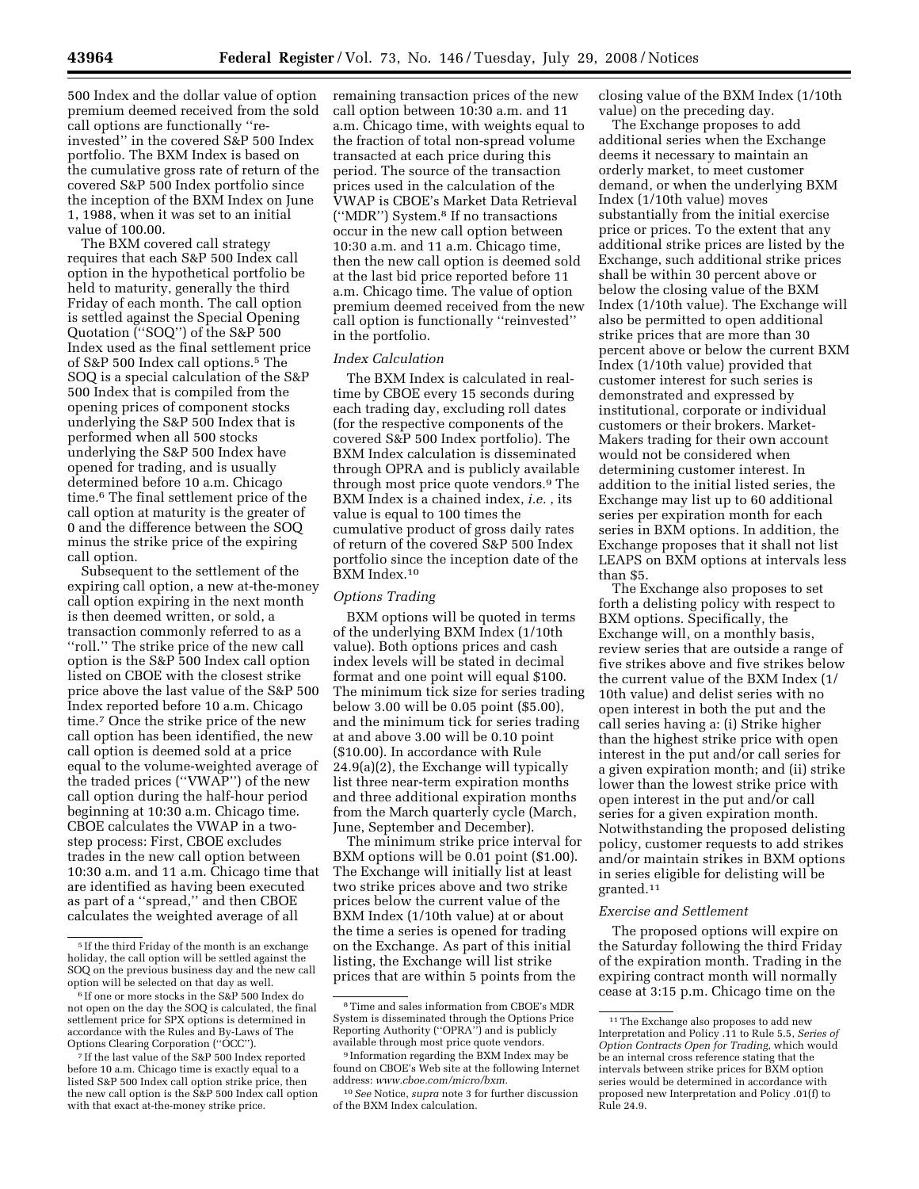500 Index and the dollar value of option premium deemed received from the sold call options are functionally "re-invested" in the covered S&P 500 Index portfolio. The BXM Index is based on the cumulative gross rate of return of the covered S&P 500 Index portfolio since the inception of the BXM Index on June 1, 1988, when it was set to an initial value of 100.00.

The BXM covered call strategy requires that each S&P 500 Index call option in the hypothetical portfolio be held to maturity, generally the third Friday of each month. The call option is settled against the Special Opening Quotation ("SOQ") of the S&P 500 Index used as the final settlement price of S&P 500 Index call options.[5] The SOQ is a special calculation of the S&P 500 Index that is compiled from the opening prices of component stocks underlying the S&P 500 Index that is performed when all 500 stocks underlying the S&P 500 Index have opened for trading, and is usually determined before 10 a.m. Chicago time.[6] The final settlement price of the call option at maturity is the greater of 0 and the difference between the SOQ minus the strike price of the expiring call option.

Subsequent to the settlement of the expiring call option, a new at-the-money call option expiring in the next month is then deemed written, or sold, a transaction commonly referred to as a "roll." The strike price of the new call option is the S&P 500 Index call option listed on CBOE with the closest strike price above the last value of the S&P 500 Index reported before 10 a.m. Chicago time.[7] Once the strike price of the new call option has been identified, the new call option is deemed sold at a price equal to the volume-weighted average of the traded prices ("VWAP") of the new call option during the half-hour period beginning at 10:30 a.m. Chicago time. CBOE calculates the VWAP in a two-step process: First, CBOE excludes trades in the new call option between 10:30 a.m. and 11 a.m. Chicago time that are identified as having been executed as part of a "spread," and then CBOE calculates the weighted average of all remaining transaction prices of the new call option between 10:30 a.m. and 11 a.m. Chicago time, with weights equal to the fraction of total non-spread volume transacted at each price during this period. The source of the transaction prices used in the calculation of the VWAP is CBOE's Market Data Retrieval ("MDR") System.[8] If no transactions occur in the new call option between 10:30 a.m. and 11 a.m. Chicago time, then the new call option is deemed sold at the last bid price reported before 11 a.m. Chicago time. The value of option premium deemed received from the new call option is functionally "reinvested" in the portfolio.

### *Index Calculation*

The BXM Index is calculated in real-time by CBOE every 15 seconds during each trading day, excluding roll dates (for the respective components of the covered S&P 500 Index portfolio). The BXM Index calculation is disseminated through OPRA and is publicly available through most price quote vendors.[9] The BXM Index is a chained index, *i.e.* , its value is equal to 100 times the cumulative product of gross daily rates of return of the covered S&P 500 Index portfolio since the inception date of the BXM Index.[10]

### *Options Trading*

BXM options will be quoted in terms of the underlying BXM Index (1/10th value). Both options prices and cash index levels will be stated in decimal format and one point will equal $100. The minimum tick size for series trading below 3.00 will be 0.05 point ($5.00), and the minimum tick for series trading at and above 3.00 will be 0.10 point ($10.00). In accordance with Rule 24.9(a)(2), the Exchange will typically list three near-term expiration months and three additional expiration months from the March quarterly cycle (March, June, September and December).

The minimum strike price interval for BXM options will be 0.01 point ($1.00). The Exchange will initially list at least two strike prices above and two strike prices below the current value of the BXM Index (1/10th value) at or about the time a series is opened for trading on the Exchange. As part of this initial listing, the Exchange will list strike prices that are within 5 points from the closing value of the BXM Index (1/10th value) on the preceding day.

The Exchange proposes to add additional series when the Exchange deems it necessary to maintain an orderly market, to meet customer demand, or when the underlying BXM Index (1/10th value) moves substantially from the initial exercise price or prices. To the extent that any additional strike prices are listed by the Exchange, such additional strike prices shall be within 30 percent above or below the closing value of the BXM Index (1/10th value). The Exchange will also be permitted to open additional strike prices that are more than 30 percent above or below the current BXM Index (1/10th value) provided that customer interest for such series is demonstrated and expressed by institutional, corporate or individual customers or their brokers. Market-Makers trading for their own account would not be considered when determining customer interest. In addition to the initial listed series, the Exchange may list up to 60 additional series per expiration month for each series in BXM options. In addition, the Exchange proposes that it shall not list LEAPS on BXM options at intervals less than $5.

The Exchange also proposes to set forth a delisting policy with respect to BXM options. Specifically, the Exchange will, on a monthly basis, review series that are outside a range of five strikes above and five strikes below the current value of the BXM Index (1/10th value) and delist series with no open interest in both the put and the call series having a: (i) Strike higher than the highest strike price with open interest in the put and/or call series for a given expiration month; and (ii) strike lower than the lowest strike price with open interest in the put and/or call series for a given expiration month. Notwithstanding the proposed delisting policy, customer requests to add strikes and/or maintain strikes in BXM options in series eligible for delisting will be granted.[11]

### *Exercise and Settlement*

The proposed options will expire on the Saturday following the third Friday of the expiration month. Trading in the expiring contract month will normally cease at 3:15 p.m. Chicago time on the

---

[5] If the third Friday of the month is an exchange holiday, the call option will be settled against the SOQ on the previous business day and the new call option will be selected on that day as well.

[6] If one or more stocks in the S&P 500 Index do not open on the day the SOQ is calculated, the final settlement price for SPX options is determined in accordance with the Rules and By-Laws of The Options Clearing Corporation ("OCC").

[7] If the last value of the S&P 500 Index reported before 10 a.m. Chicago time is exactly equal to a listed S&P 500 Index call option strike price, then the new call option is the S&P 500 Index call option with that exact at-the-money strike price.

[8] Time and sales information from CBOE's MDR System is disseminated through the Options Price Reporting Authority ("OPRA") and is publicly available through most price quote vendors.

[9] Information regarding the BXM Index may be found on CBOE's Web site at the following Internet address: *www.cboe.com/micro/bxm.*

[10] *See* Notice, *supra* note 3 for further discussion of the BXM Index calculation.

[11] The Exchange also proposes to add new Interpretation and Policy .11 to Rule 5.5, *Series of Option Contracts Open for Trading*, which would be an internal cross reference stating that the intervals between strike prices for BXM option series would be determined in accordance with proposed new Interpretation and Policy .01(f) to Rule 24.9.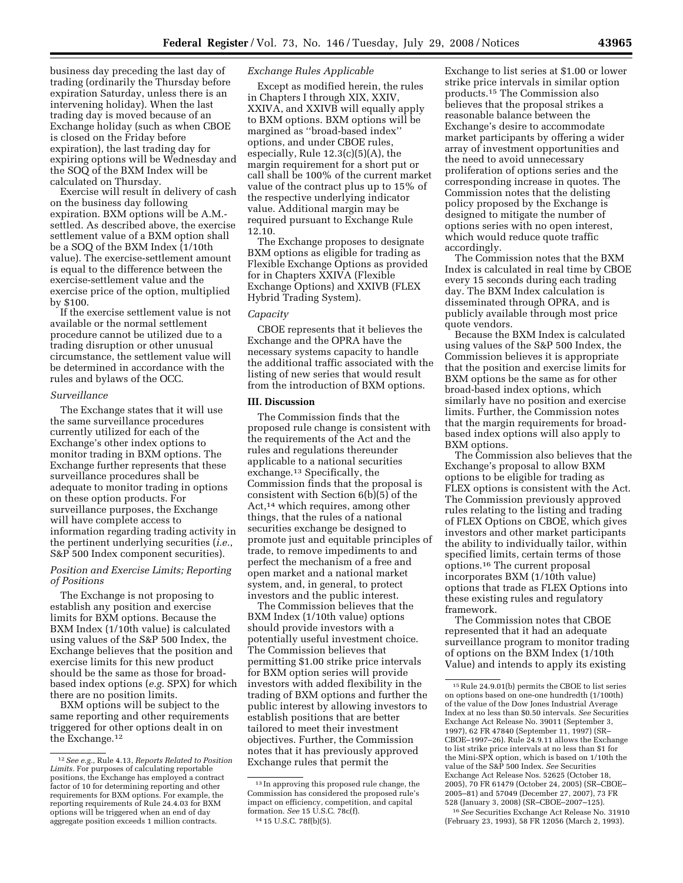business day preceding the last day of trading (ordinarily the Thursday before expiration Saturday, unless there is an intervening holiday). When the last trading day is moved because of an Exchange holiday (such as when CBOE is closed on the Friday before expiration), the last trading day for expiring options will be Wednesday and the SOQ of the BXM Index will be calculated on Thursday.

Exercise will result in delivery of cash on the business day following expiration. BXM options will be A.M.-settled. As described above, the exercise settlement value of a BXM option shall be a SOQ of the BXM Index (1/10th value). The exercise-settlement amount is equal to the difference between the exercise-settlement value and the exercise price of the option, multiplied by $100.

If the exercise settlement value is not available or the normal settlement procedure cannot be utilized due to a trading disruption or other unusual circumstance, the settlement value will be determined in accordance with the rules and bylaws of the OCC.

*Surveillance*

The Exchange states that it will use the same surveillance procedures currently utilized for each of the Exchange's other index options to monitor trading in BXM options. The Exchange further represents that these surveillance procedures shall be adequate to monitor trading in options on these option products. For surveillance purposes, the Exchange will have complete access to information regarding trading activity in the pertinent underlying securities (*i.e.*, S&P 500 Index component securities).

*Position and Exercise Limits; Reporting of Positions*

The Exchange is not proposing to establish any position and exercise limits for BXM options. Because the BXM Index (1/10th value) is calculated using values of the S&P 500 Index, the Exchange believes that the position and exercise limits for this new product should be the same as those for broad-based index options (*e.g.* SPX) for which there are no position limits.

BXM options will be subject to the same reporting and other requirements triggered for other options dealt in on the Exchange.[12]

*Exchange Rules Applicable*

Except as modified herein, the rules in Chapters I through XIX, XXIV, XXIVA, and XXIVB will equally apply to BXM options. BXM options will be margined as ''broad-based index'' options, and under CBOE rules, especially, Rule 12.3(c)(5)(A), the margin requirement for a short put or call shall be 100% of the current market value of the contract plus up to 15% of the respective underlying indicator value. Additional margin may be required pursuant to Exchange Rule 12.10.

The Exchange proposes to designate BXM options as eligible for trading as Flexible Exchange Options as provided for in Chapters XXIVA (Flexible Exchange Options) and XXIVB (FLEX Hybrid Trading System).

*Capacity*

CBOE represents that it believes the Exchange and the OPRA have the necessary systems capacity to handle the additional traffic associated with the listing of new series that would result from the introduction of BXM options.

### III. Discussion

The Commission finds that the proposed rule change is consistent with the requirements of the Act and the rules and regulations thereunder applicable to a national securities exchange.[13] Specifically, the Commission finds that the proposal is consistent with Section 6(b)(5) of the Act,[14] which requires, among other things, that the rules of a national securities exchange be designed to promote just and equitable principles of trade, to remove impediments to and perfect the mechanism of a free and open market and a national market system, and, in general, to protect investors and the public interest.

The Commission believes that the BXM Index (1/10th value) options should provide investors with a potentially useful investment choice. The Commission believes that permitting $1.00 strike price intervals for BXM option series will provide investors with added flexibility in the trading of BXM options and further the public interest by allowing investors to establish positions that are better tailored to meet their investment objectives. Further, the Commission notes that it has previously approved Exchange rules that permit the Exchange to list series at $1.00 or lower strike price intervals in similar option products.[15] The Commission also believes that the proposal strikes a reasonable balance between the Exchange's desire to accommodate market participants by offering a wider array of investment opportunities and the need to avoid unnecessary proliferation of options series and the corresponding increase in quotes. The Commission notes that the delisting policy proposed by the Exchange is designed to mitigate the number of options series with no open interest, which would reduce quote traffic accordingly.

The Commission notes that the BXM Index is calculated in real time by CBOE every 15 seconds during each trading day. The BXM Index calculation is disseminated through OPRA, and is publicly available through most price quote vendors.

Because the BXM Index is calculated using values of the S&P 500 Index, the Commission believes it is appropriate that the position and exercise limits for BXM options be the same as for other broad-based index options, which similarly have no position and exercise limits. Further, the Commission notes that the margin requirements for broad-based index options will also apply to BXM options.

The Commission also believes that the Exchange's proposal to allow BXM options to be eligible for trading as FLEX options is consistent with the Act. The Commission previously approved rules relating to the listing and trading of FLEX Options on CBOE, which gives investors and other market participants the ability to individually tailor, within specified limits, certain terms of those options.[16] The current proposal incorporates BXM (1/10th value) options that trade as FLEX Options into these existing rules and regulatory framework.

The Commission notes that CBOE represented that it had an adequate surveillance program to monitor trading of options on the BXM Index (1/10th Value) and intends to apply its existing

---

[12] *See e.g.,* Rule 4.13, *Reports Related to Position Limits.* For purposes of calculating reportable positions, the Exchange has employed a contract factor of 10 for determining reporting and other requirements for BXM options. For example, the reporting requirements of Rule 24.4.03 for BXM options will be triggered when an end of day aggregate position exceeds 1 million contracts.

[13] In approving this proposed rule change, the Commission has considered the proposed rule's impact on efficiency, competition, and capital formation. *See* 15 U.S.C. 78c(f).

[14] 15 U.S.C. 78f(b)(5).

[15] Rule 24.9.01(b) permits the CBOE to list series on options based on one-one hundredth (1/100th) of the value of the Dow Jones Industrial Average Index at no less than $0.50 intervals. *See* Securities Exchange Act Release No. 39011 (September 3, 1997), 62 FR 47840 (September 11, 1997) (SR–CBOE–1997–26). Rule 24.9.11 allows the Exchange to list strike price intervals at no less than $1 for the Mini-SPX option, which is based on 1/10th the value of the S&P 500 Index. *See* Securities Exchange Act Release Nos. 52625 (October 18, 2005), 70 FR 61479 (October 24, 2005) (SR–CBOE–2005–81) and 57049 (December 27, 2007), 73 FR 528 (January 3, 2008) (SR–CBOE–2007–125).

[16] *See* Securities Exchange Act Release No. 31910 (February 23, 1993), 58 FR 12056 (March 2, 1993).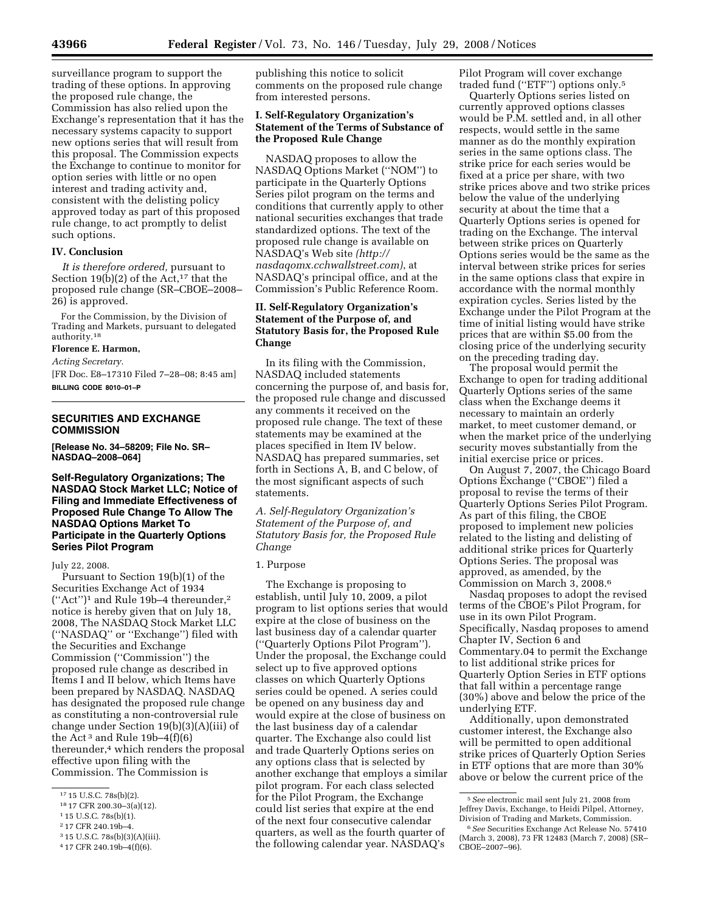surveillance program to support the trading of these options. In approving the proposed rule change, the Commission has also relied upon the Exchange's representation that it has the necessary systems capacity to support new options series that will result from this proposal. The Commission expects the Exchange to continue to monitor for option series with little or no open interest and trading activity and, consistent with the delisting policy approved today as part of this proposed rule change, to act promptly to delist such options.

## IV. Conclusion

*It is therefore ordered,* pursuant to Section 19(b)(2) of the Act,[17] that the proposed rule change (SR–CBOE–2008–26) is approved.

For the Commission, by the Division of Trading and Markets, pursuant to delegated authority.[18]

**Florence E. Harmon,**

*Acting Secretary.*

[FR Doc. E8–17310 Filed 7–28–08; 8:45 am]

**BILLING CODE 8010–01–P**

[17] 15 U.S.C. 78s(b)(2).

[18] 17 CFR 200.30–3(a)(12).

---

## SECURITIES AND EXCHANGE COMMISSION

**[Release No. 34–58209; File No. SR–NASDAQ–2008–064]**

### Self-Regulatory Organizations; The NASDAQ Stock Market LLC; Notice of Filing and Immediate Effectiveness of Proposed Rule Change To Allow The NASDAQ Options Market To Participate in the Quarterly Options Series Pilot Program

July 22, 2008.

Pursuant to Section 19(b)(1) of the Securities Exchange Act of 1934 ("Act")[1] and Rule 19b–4 thereunder,[2] notice is hereby given that on July 18, 2008, The NASDAQ Stock Market LLC ("NASDAQ" or "Exchange") filed with the Securities and Exchange Commission ("Commission") the proposed rule change as described in Items I and II below, which Items have been prepared by NASDAQ. NASDAQ has designated the proposed rule change as constituting a non-controversial rule change under Section 19(b)(3)(A)(iii) of the Act[3] and Rule 19b–4(f)(6) thereunder,[4] which renders the proposal effective upon filing with the Commission. The Commission is publishing this notice to solicit comments on the proposed rule change from interested persons.

### I. Self-Regulatory Organization's Statement of the Terms of Substance of the Proposed Rule Change

NASDAQ proposes to allow the NASDAQ Options Market ("NOM") to participate in the Quarterly Options Series pilot program on the terms and conditions that currently apply to other national securities exchanges that trade standardized options. The text of the proposed rule change is available on NASDAQ's Web site *(http://nasdaqomx.cchwallstreet.com)*, at NASDAQ's principal office, and at the Commission's Public Reference Room.

### II. Self-Regulatory Organization's Statement of the Purpose of, and Statutory Basis for, the Proposed Rule Change

In its filing with the Commission, NASDAQ included statements concerning the purpose of, and basis for, the proposed rule change and discussed any comments it received on the proposed rule change. The text of these statements may be examined at the places specified in Item IV below. NASDAQ has prepared summaries, set forth in Sections A, B, and C below, of the most significant aspects of such statements.

#### *A. Self-Regulatory Organization's Statement of the Purpose of, and Statutory Basis for, the Proposed Rule Change*

1. Purpose

The Exchange is proposing to establish, until July 10, 2009, a pilot program to list options series that would expire at the close of business on the last business day of a calendar quarter ("Quarterly Options Pilot Program"). Under the proposal, the Exchange could select up to five approved options classes on which Quarterly Options series could be opened. A series could be opened on any business day and would expire at the close of business on the last business day of a calendar quarter. The Exchange also could list and trade Quarterly Options series on any options class that is selected by another exchange that employs a similar pilot program. For each class selected for the Pilot Program, the Exchange could list series that expire at the end of the next four consecutive calendar quarters, as well as the fourth quarter of the following calendar year. NASDAQ's Pilot Program will cover exchange traded fund ("ETF") options only.[5]

Quarterly Options series listed on currently approved options classes would be P.M. settled and, in all other respects, would settle in the same manner as do the monthly expiration series in the same options class. The strike price for each series would be fixed at a price per share, with two strike prices above and two strike prices below the value of the underlying security at about the time that a Quarterly Options series is opened for trading on the Exchange. The interval between strike prices on Quarterly Options series would be the same as the interval between strike prices for series in the same options class that expire in accordance with the normal monthly expiration cycles. Series listed by the Exchange under the Pilot Program at the time of initial listing would have strike prices that are within $5.00 from the closing price of the underlying security on the preceding trading day.

The proposal would permit the Exchange to open for trading additional Quarterly Options series of the same class when the Exchange deems it necessary to maintain an orderly market, to meet customer demand, or when the market price of the underlying security moves substantially from the initial exercise price or prices.

On August 7, 2007, the Chicago Board Options Exchange ("CBOE") filed a proposal to revise the terms of their Quarterly Options Series Pilot Program. As part of this filing, the CBOE proposed to implement new policies related to the listing and delisting of additional strike prices for Quarterly Options Series. The proposal was approved, as amended, by the Commission on March 3, 2008.[6]

Nasdaq proposes to adopt the revised terms of the CBOE's Pilot Program, for use in its own Pilot Program. Specifically, Nasdaq proposes to amend Chapter IV, Section 6 and Commentary.04 to permit the Exchange to list additional strike prices for Quarterly Option Series in ETF options that fall within a percentage range (30%) above and below the price of the underlying ETF.

Additionally, upon demonstrated customer interest, the Exchange also will be permitted to open additional strike prices of Quarterly Option Series in ETF options that are more than 30% above or below the current price of the

[1] 15 U.S.C. 78s(b)(1).

[2] 17 CFR 240.19b–4.

[3] 15 U.S.C. 78s(b)(3)(A)(iii).

[4] 17 CFR 240.19b–4(f)(6).

[5] *See* electronic mail sent July 21, 2008 from Jeffrey Davis, Exchange, to Heidi Pilpel, Attorney, Division of Trading and Markets, Commission.

[6] *See* Securities Exchange Act Release No. 57410 (March 3, 2008), 73 FR 12483 (March 7, 2008) (SR–CBOE–2007–96).